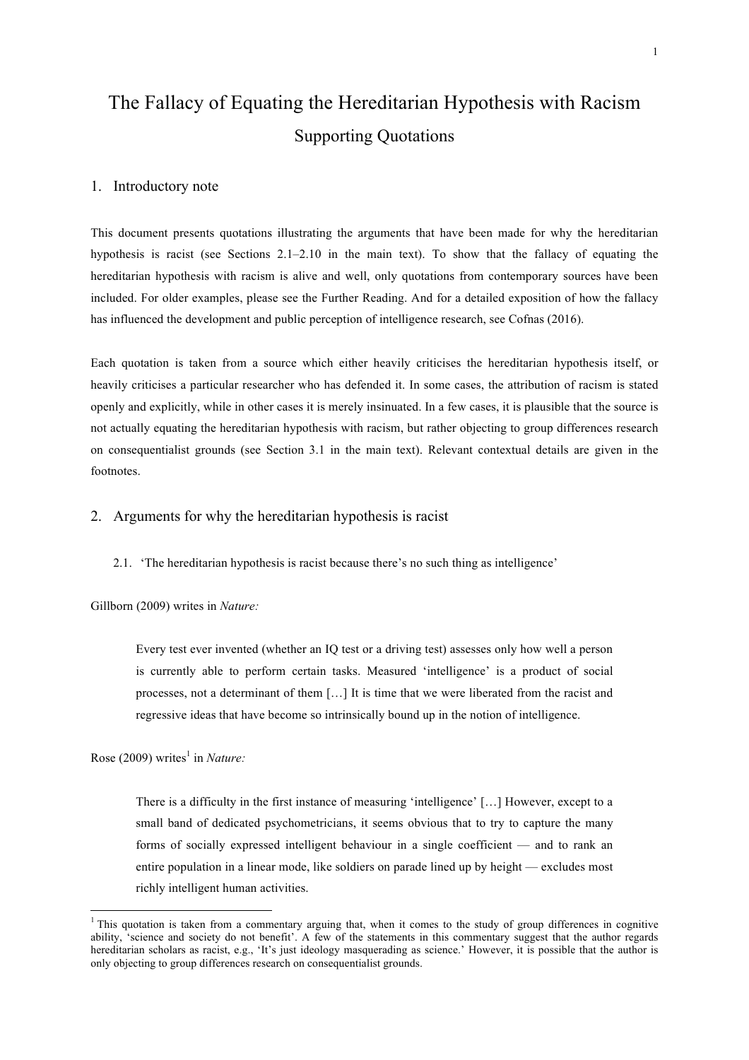# The Fallacy of Equating the Hereditarian Hypothesis with Racism

## Supporting Quotations

## 1. Introductory note

This document presents quotations illustrating the arguments that have been made for why the hereditarian hypothesis is racist (see Sections 2.1–2.10 in the main text). To show that the fallacy of equating the hereditarian hypothesis with racism is alive and well, only quotations from contemporary sources have been included. For older examples, please see the Further Reading. And for a detailed exposition of how the fallacy has influenced the development and public perception of intelligence research, see Cofnas (2016).

Each quotation is taken from a source which either heavily criticises the hereditarian hypothesis itself, or heavily criticises a particular researcher who has defended it. In some cases, the attribution of racism is stated openly and explicitly, while in other cases it is merely insinuated. In a few cases, it is plausible that the source is not actually equating the hereditarian hypothesis with racism, but rather objecting to group differences research on consequentialist grounds (see Section 3.1 in the main text). Relevant contextual details are given in the footnotes.

## 2. Arguments for why the hereditarian hypothesis is racist

### 2.1. 'The hereditarian hypothesis is racist because there's no such thing as intelligence'

Gillborn (2009) writes in *Nature:*

> Every test ever invented (whether an IQ test or a driving test) assesses only how well a person is currently able to perform certain tasks. Measured 'intelligence' is a product of social processes, not a determinant of them […] It is time that we were liberated from the racist and regressive ideas that have become so intrinsically bound up in the notion of intelligence.

Rose (2009) writes[1] in *Nature:*

> There is a difficulty in the first instance of measuring 'intelligence' […] However, except to a small band of dedicated psychometricians, it seems obvious that to try to capture the many forms of socially expressed intelligent behaviour in a single coefficient — and to rank an entire population in a linear mode, like soldiers on parade lined up by height — excludes most richly intelligent human activities.

---

[1] This quotation is taken from a commentary arguing that, when it comes to the study of group differences in cognitive ability, 'science and society do not benefit'. A few of the statements in this commentary suggest that the author regards hereditarian scholars as racist, e.g., 'It's just ideology masquerading as science.' However, it is possible that the author is only objecting to group differences research on consequentialist grounds.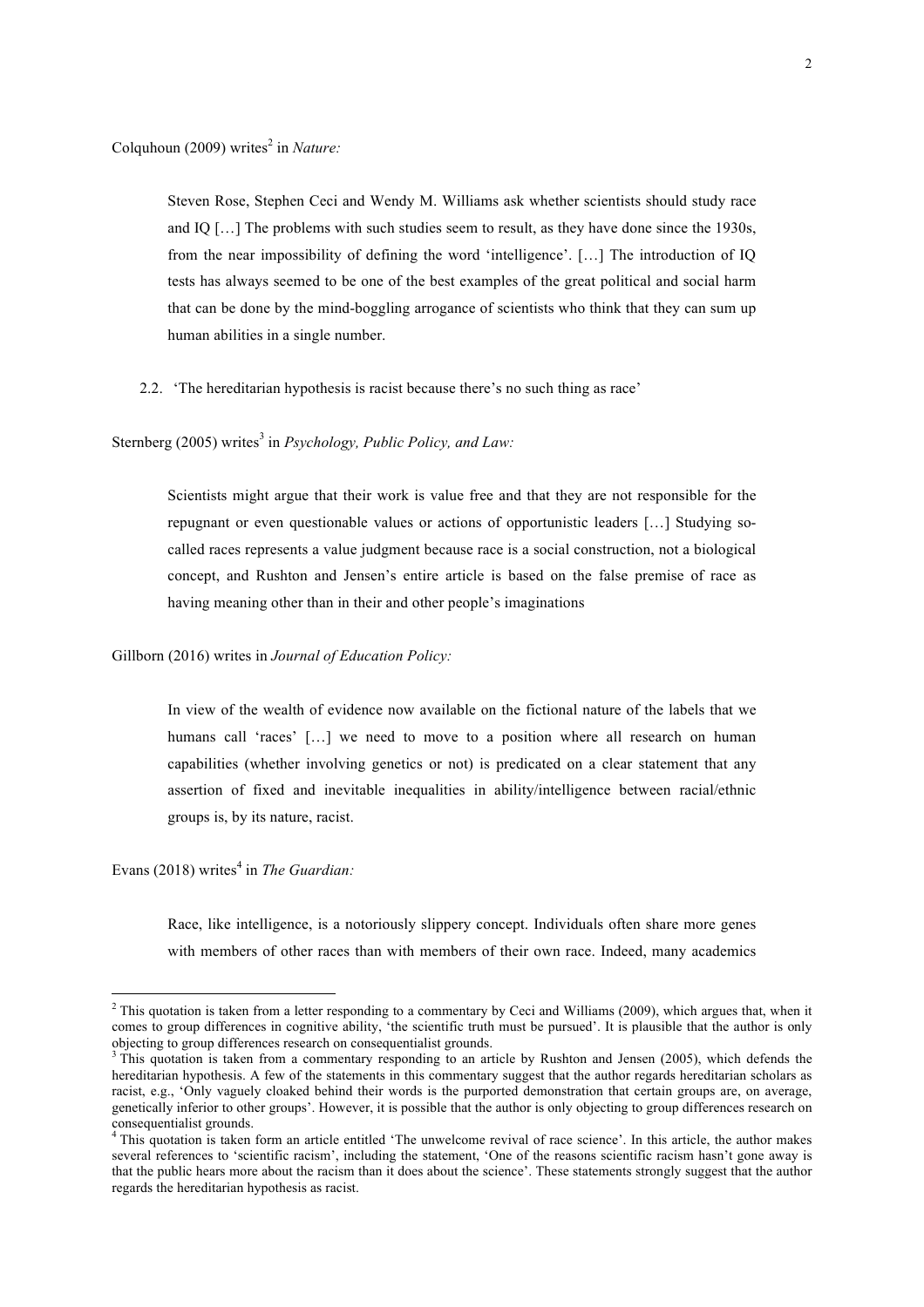Colquhoun (2009) writes[2] in *Nature:*

> Steven Rose, Stephen Ceci and Wendy M. Williams ask whether scientists should study race and IQ […] The problems with such studies seem to result, as they have done since the 1930s, from the near impossibility of defining the word 'intelligence'. […] The introduction of IQ tests has always seemed to be one of the best examples of the great political and social harm that can be done by the mind-boggling arrogance of scientists who think that they can sum up human abilities in a single number.

### 2.2. 'The hereditarian hypothesis is racist because there's no such thing as race'

Sternberg (2005) writes[3] in *Psychology, Public Policy, and Law:*

> Scientists might argue that their work is value free and that they are not responsible for the repugnant or even questionable values or actions of opportunistic leaders […] Studying so-called races represents a value judgment because race is a social construction, not a biological concept, and Rushton and Jensen's entire article is based on the false premise of race as having meaning other than in their and other people's imaginations

Gillborn (2016) writes in *Journal of Education Policy:*

> In view of the wealth of evidence now available on the fictional nature of the labels that we humans call 'races' […] we need to move to a position where all research on human capabilities (whether involving genetics or not) is predicated on a clear statement that any assertion of fixed and inevitable inequalities in ability/intelligence between racial/ethnic groups is, by its nature, racist.

Evans (2018) writes[4] in *The Guardian:*

> Race, like intelligence, is a notoriously slippery concept. Individuals often share more genes with members of other races than with members of their own race. Indeed, many academics

---

[2] This quotation is taken from a letter responding to a commentary by Ceci and Williams (2009), which argues that, when it comes to group differences in cognitive ability, 'the scientific truth must be pursued'. It is plausible that the author is only objecting to group differences research on consequentialist grounds.

[3] This quotation is taken from a commentary responding to an article by Rushton and Jensen (2005), which defends the hereditarian hypothesis. A few of the statements in this commentary suggest that the author regards hereditarian scholars as racist, e.g., 'Only vaguely cloaked behind their words is the purported demonstration that certain groups are, on average, genetically inferior to other groups'. However, it is possible that the author is only objecting to group differences research on consequentialist grounds.

[4] This quotation is taken form an article entitled 'The unwelcome revival of race science'. In this article, the author makes several references to 'scientific racism', including the statement, 'One of the reasons scientific racism hasn't gone away is that the public hears more about the racism than it does about the science'. These statements strongly suggest that the author regards the hereditarian hypothesis as racist.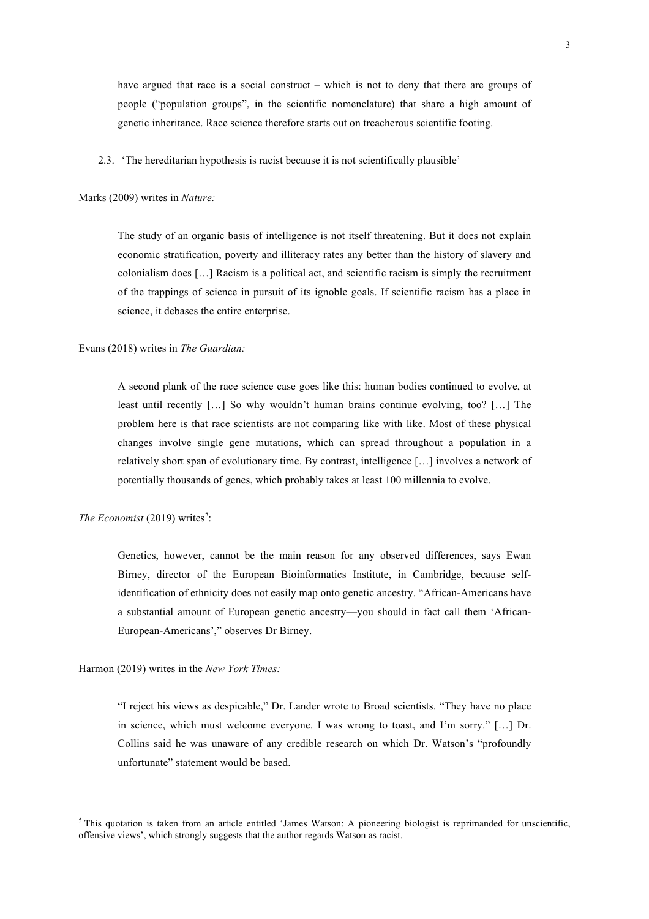> have argued that race is a social construct – which is not to deny that there are groups of people ("population groups", in the scientific nomenclature) that share a high amount of genetic inheritance. Race science therefore starts out on treacherous scientific footing.

### 2.3. 'The hereditarian hypothesis is racist because it is not scientifically plausible'

Marks (2009) writes in *Nature:*

> The study of an organic basis of intelligence is not itself threatening. But it does not explain economic stratification, poverty and illiteracy rates any better than the history of slavery and colonialism does […] Racism is a political act, and scientific racism is simply the recruitment of the trappings of science in pursuit of its ignoble goals. If scientific racism has a place in science, it debases the entire enterprise.

Evans (2018) writes in *The Guardian:*

> A second plank of the race science case goes like this: human bodies continued to evolve, at least until recently […] So why wouldn't human brains continue evolving, too? […] The problem here is that race scientists are not comparing like with like. Most of these physical changes involve single gene mutations, which can spread throughout a population in a relatively short span of evolutionary time. By contrast, intelligence […] involves a network of potentially thousands of genes, which probably takes at least 100 millennia to evolve.

*The Economist* (2019) writes[5]:

> Genetics, however, cannot be the main reason for any observed differences, says Ewan Birney, director of the European Bioinformatics Institute, in Cambridge, because self-identification of ethnicity does not easily map onto genetic ancestry. "African-Americans have a substantial amount of European genetic ancestry—you should in fact call them 'African-European-Americans'," observes Dr Birney.

Harmon (2019) writes in the *New York Times:*

> "I reject his views as despicable," Dr. Lander wrote to Broad scientists. "They have no place in science, which must welcome everyone. I was wrong to toast, and I'm sorry." […] Dr. Collins said he was unaware of any credible research on which Dr. Watson's "profoundly unfortunate" statement would be based.

[5] This quotation is taken from an article entitled 'James Watson: A pioneering biologist is reprimanded for unscientific, offensive views', which strongly suggests that the author regards Watson as racist.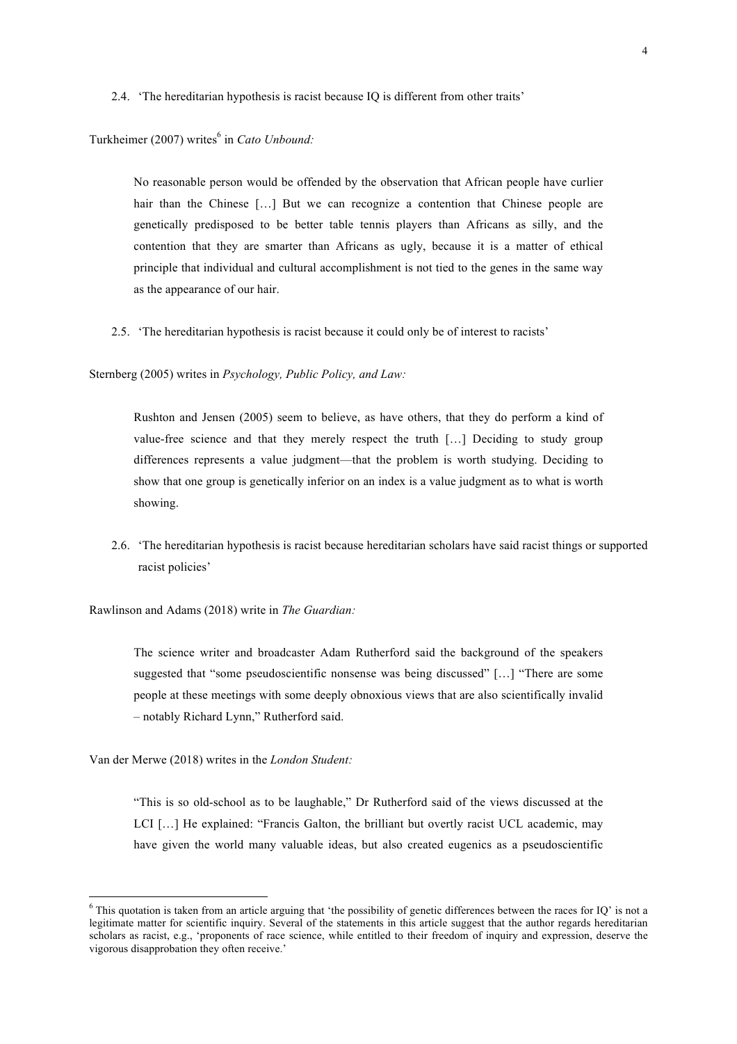### 2.4. 'The hereditarian hypothesis is racist because IQ is different from other traits'

Turkheimer (2007) writes[6] in *Cato Unbound:*

> No reasonable person would be offended by the observation that African people have curlier hair than the Chinese […] But we can recognize a contention that Chinese people are genetically predisposed to be better table tennis players than Africans as silly, and the contention that they are smarter than Africans as ugly, because it is a matter of ethical principle that individual and cultural accomplishment is not tied to the genes in the same way as the appearance of our hair.

### 2.5. 'The hereditarian hypothesis is racist because it could only be of interest to racists'

Sternberg (2005) writes in *Psychology, Public Policy, and Law:*

> Rushton and Jensen (2005) seem to believe, as have others, that they do perform a kind of value-free science and that they merely respect the truth […] Deciding to study group differences represents a value judgment—that the problem is worth studying. Deciding to show that one group is genetically inferior on an index is a value judgment as to what is worth showing.

### 2.6. 'The hereditarian hypothesis is racist because hereditarian scholars have said racist things or supported racist policies'

Rawlinson and Adams (2018) write in *The Guardian:*

> The science writer and broadcaster Adam Rutherford said the background of the speakers suggested that "some pseudoscientific nonsense was being discussed" […] "There are some people at these meetings with some deeply obnoxious views that are also scientifically invalid – notably Richard Lynn," Rutherford said.

Van der Merwe (2018) writes in the *London Student:*

> "This is so old-school as to be laughable," Dr Rutherford said of the views discussed at the LCI […] He explained: "Francis Galton, the brilliant but overtly racist UCL academic, may have given the world many valuable ideas, but also created eugenics as a pseudoscientific

---

[6] This quotation is taken from an article arguing that 'the possibility of genetic differences between the races for IQ' is not a legitimate matter for scientific inquiry. Several of the statements in this article suggest that the author regards hereditarian scholars as racist, e.g., 'proponents of race science, while entitled to their freedom of inquiry and expression, deserve the vigorous disapprobation they often receive.'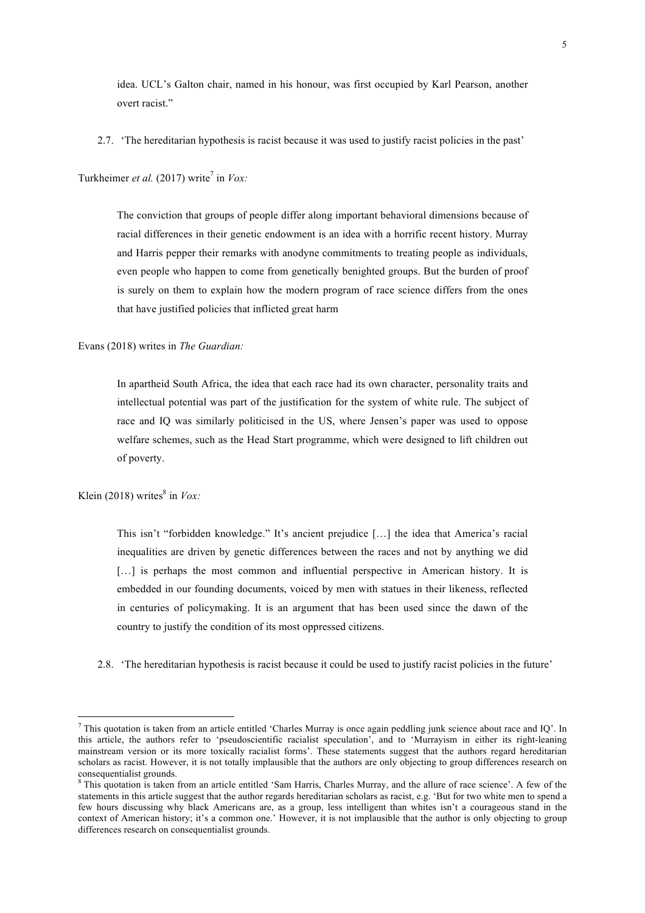idea. UCL's Galton chair, named in his honour, was first occupied by Karl Pearson, another overt racist."

2.7. 'The hereditarian hypothesis is racist because it was used to justify racist policies in the past'

Turkheimer *et al.* (2017) write[7] in *Vox:*

> The conviction that groups of people differ along important behavioral dimensions because of racial differences in their genetic endowment is an idea with a horrific recent history. Murray and Harris pepper their remarks with anodyne commitments to treating people as individuals, even people who happen to come from genetically benighted groups. But the burden of proof is surely on them to explain how the modern program of race science differs from the ones that have justified policies that inflicted great harm

Evans (2018) writes in *The Guardian:*

> In apartheid South Africa, the idea that each race had its own character, personality traits and intellectual potential was part of the justification for the system of white rule. The subject of race and IQ was similarly politicised in the US, where Jensen's paper was used to oppose welfare schemes, such as the Head Start programme, which were designed to lift children out of poverty.

Klein (2018) writes[8] in *Vox:*

> This isn't "forbidden knowledge." It's ancient prejudice […] the idea that America's racial inequalities are driven by genetic differences between the races and not by anything we did […] is perhaps the most common and influential perspective in American history. It is embedded in our founding documents, voiced by men with statues in their likeness, reflected in centuries of policymaking. It is an argument that has been used since the dawn of the country to justify the condition of its most oppressed citizens.

2.8. 'The hereditarian hypothesis is racist because it could be used to justify racist policies in the future'

---

[7] This quotation is taken from an article entitled 'Charles Murray is once again peddling junk science about race and IQ'. In this article, the authors refer to 'pseudoscientific racialist speculation', and to 'Murrayism in either its right-leaning mainstream version or its more toxically racialist forms'. These statements suggest that the authors regard hereditarian scholars as racist. However, it is not totally implausible that the authors are only objecting to group differences research on consequentialist grounds.

[8] This quotation is taken from an article entitled 'Sam Harris, Charles Murray, and the allure of race science'. A few of the statements in this article suggest that the author regards hereditarian scholars as racist, e.g. 'But for two white men to spend a few hours discussing why black Americans are, as a group, less intelligent than whites isn't a courageous stand in the context of American history; it's a common one.' However, it is not implausible that the author is only objecting to group differences research on consequentialist grounds.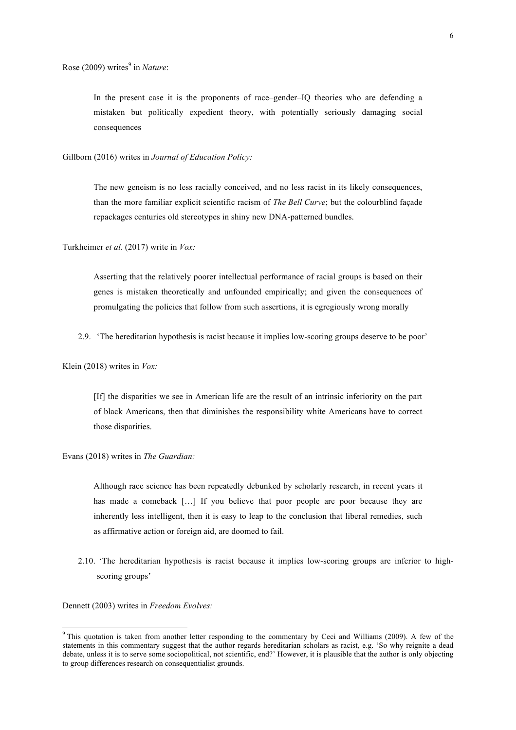Rose (2009) writes[9] in *Nature*:

> In the present case it is the proponents of race–gender–IQ theories who are defending a mistaken but politically expedient theory, with potentially seriously damaging social consequences

Gillborn (2016) writes in *Journal of Education Policy:*

> The new geneism is no less racially conceived, and no less racist in its likely consequences, than the more familiar explicit scientific racism of *The Bell Curve*; but the colourblind façade repackages centuries old stereotypes in shiny new DNA-patterned bundles.

Turkheimer *et al.* (2017) write in *Vox:*

> Asserting that the relatively poorer intellectual performance of racial groups is based on their genes is mistaken theoretically and unfounded empirically; and given the consequences of promulgating the policies that follow from such assertions, it is egregiously wrong morally

2.9. 'The hereditarian hypothesis is racist because it implies low-scoring groups deserve to be poor'

Klein (2018) writes in *Vox:*

> [If] the disparities we see in American life are the result of an intrinsic inferiority on the part of black Americans, then that diminishes the responsibility white Americans have to correct those disparities.

Evans (2018) writes in *The Guardian:*

> Although race science has been repeatedly debunked by scholarly research, in recent years it has made a comeback […] If you believe that poor people are poor because they are inherently less intelligent, then it is easy to leap to the conclusion that liberal remedies, such as affirmative action or foreign aid, are doomed to fail.

2.10. 'The hereditarian hypothesis is racist because it implies low-scoring groups are inferior to high-scoring groups'

Dennett (2003) writes in *Freedom Evolves:*

[9] This quotation is taken from another letter responding to the commentary by Ceci and Williams (2009). A few of the statements in this commentary suggest that the author regards hereditarian scholars as racist, e.g. 'So why reignite a dead debate, unless it is to serve some sociopolitical, not scientific, end?' However, it is plausible that the author is only objecting to group differences research on consequentialist grounds.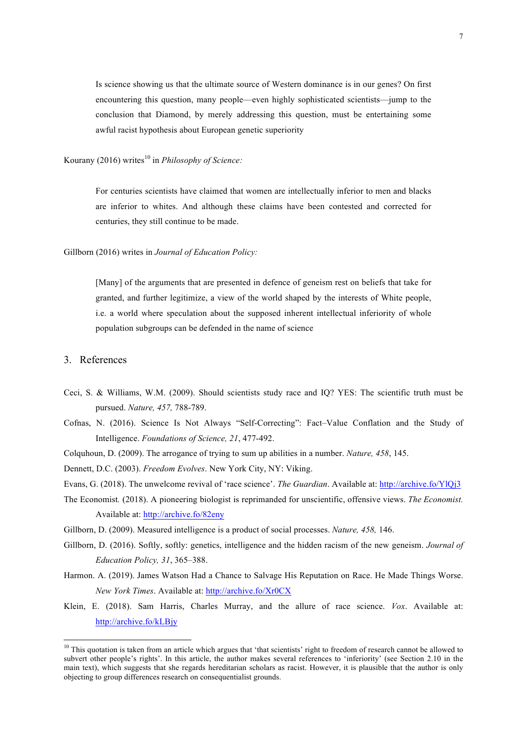> Is science showing us that the ultimate source of Western dominance is in our genes? On first encountering this question, many people—even highly sophisticated scientists—jump to the conclusion that Diamond, by merely addressing this question, must be entertaining some awful racist hypothesis about European genetic superiority

Kourany (2016) writes[10] in *Philosophy of Science:*

> For centuries scientists have claimed that women are intellectually inferior to men and blacks are inferior to whites. And although these claims have been contested and corrected for centuries, they still continue to be made.

Gillborn (2016) writes in *Journal of Education Policy:*

> [Many] of the arguments that are presented in defence of geneism rest on beliefs that take for granted, and further legitimize, a view of the world shaped by the interests of White people, i.e. a world where speculation about the supposed inherent intellectual inferiority of whole population subgroups can be defended in the name of science

## 3. References

Ceci, S. & Williams, W.M. (2009). Should scientists study race and IQ? YES: The scientific truth must be pursued. *Nature, 457,* 788-789.

Cofnas, N. (2016). Science Is Not Always "Self-Correcting": Fact–Value Conflation and the Study of Intelligence. *Foundations of Science, 21*, 477-492.

Colquhoun, D. (2009). The arrogance of trying to sum up abilities in a number. *Nature, 458*, 145.

Dennett, D.C. (2003). *Freedom Evolves*. New York City, NY: Viking.

Evans, G. (2018). The unwelcome revival of 'race science'. *The Guardian*. Available at: http://archive.fo/YlQj3

The Economist*.* (2018). A pioneering biologist is reprimanded for unscientific, offensive views. *The Economist.* Available at: http://archive.fo/82eny

Gillborn, D. (2009). Measured intelligence is a product of social processes. *Nature, 458,* 146.

Gillborn, D. (2016). Softly, softly: genetics, intelligence and the hidden racism of the new geneism. *Journal of Education Policy, 31*, 365–388.

Harmon. A. (2019). James Watson Had a Chance to Salvage His Reputation on Race. He Made Things Worse. *New York Times*. Available at: http://archive.fo/Xr0CX

Klein, E. (2018). Sam Harris, Charles Murray, and the allure of race science. *Vox*. Available at: http://archive.fo/kLBjy

---

[10] This quotation is taken from an article which argues that 'that scientists' right to freedom of research cannot be allowed to subvert other people's rights'. In this article, the author makes several references to 'inferiority' (see Section 2.10 in the main text), which suggests that she regards hereditarian scholars as racist. However, it is plausible that the author is only objecting to group differences research on consequentialist grounds.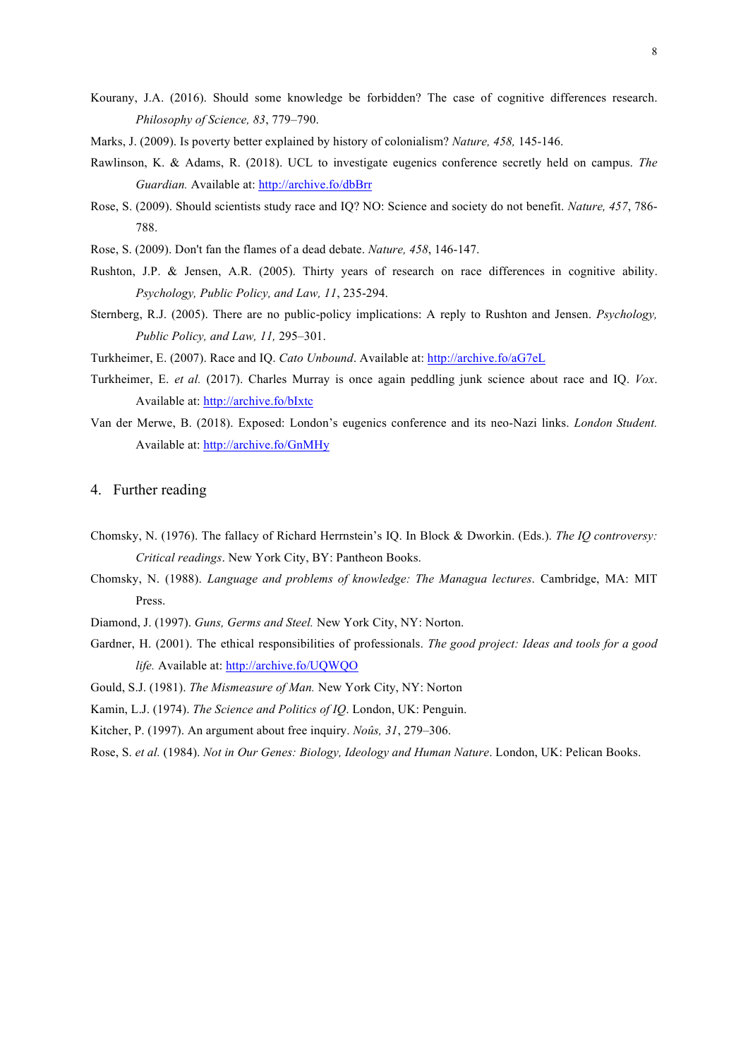Kourany, J.A. (2016). Should some knowledge be forbidden? The case of cognitive differences research. *Philosophy of Science, 83*, 779–790.

Marks, J. (2009). Is poverty better explained by history of colonialism? *Nature, 458,* 145-146.

Rawlinson, K. & Adams, R. (2018). UCL to investigate eugenics conference secretly held on campus. *The Guardian.* Available at: http://archive.fo/dbBrr

Rose, S. (2009). Should scientists study race and IQ? NO: Science and society do not benefit. *Nature, 457*, 786-788.

Rose, S. (2009). Don't fan the flames of a dead debate. *Nature, 458*, 146-147.

Rushton, J.P. & Jensen, A.R. (2005). Thirty years of research on race differences in cognitive ability. *Psychology, Public Policy, and Law, 11*, 235-294.

Sternberg, R.J. (2005). There are no public-policy implications: A reply to Rushton and Jensen. *Psychology, Public Policy, and Law, 11,* 295–301.

Turkheimer, E. (2007). Race and IQ. *Cato Unbound*. Available at: http://archive.fo/aG7eL

Turkheimer, E. *et al.* (2017). Charles Murray is once again peddling junk science about race and IQ. *Vox*. Available at: http://archive.fo/bIxtc

Van der Merwe, B. (2018). Exposed: London's eugenics conference and its neo-Nazi links. *London Student.* Available at: http://archive.fo/GnMHy

## 4. Further reading

Chomsky, N. (1976). The fallacy of Richard Herrnstein's IQ. In Block & Dworkin. (Eds.). *The IQ controversy: Critical readings*. New York City, BY: Pantheon Books.

Chomsky, N. (1988). *Language and problems of knowledge: The Managua lectures*. Cambridge, MA: MIT Press.

Diamond, J. (1997). *Guns, Germs and Steel.* New York City, NY: Norton.

Gardner, H. (2001). The ethical responsibilities of professionals. *The good project: Ideas and tools for a good life.* Available at: http://archive.fo/UQWQO

Gould, S.J. (1981). *The Mismeasure of Man.* New York City, NY: Norton

Kamin, L.J. (1974). *The Science and Politics of IQ*. London, UK: Penguin.

Kitcher, P. (1997). An argument about free inquiry. *Noûs, 31*, 279–306.

Rose, S. *et al.* (1984). *Not in Our Genes: Biology, Ideology and Human Nature*. London, UK: Pelican Books.